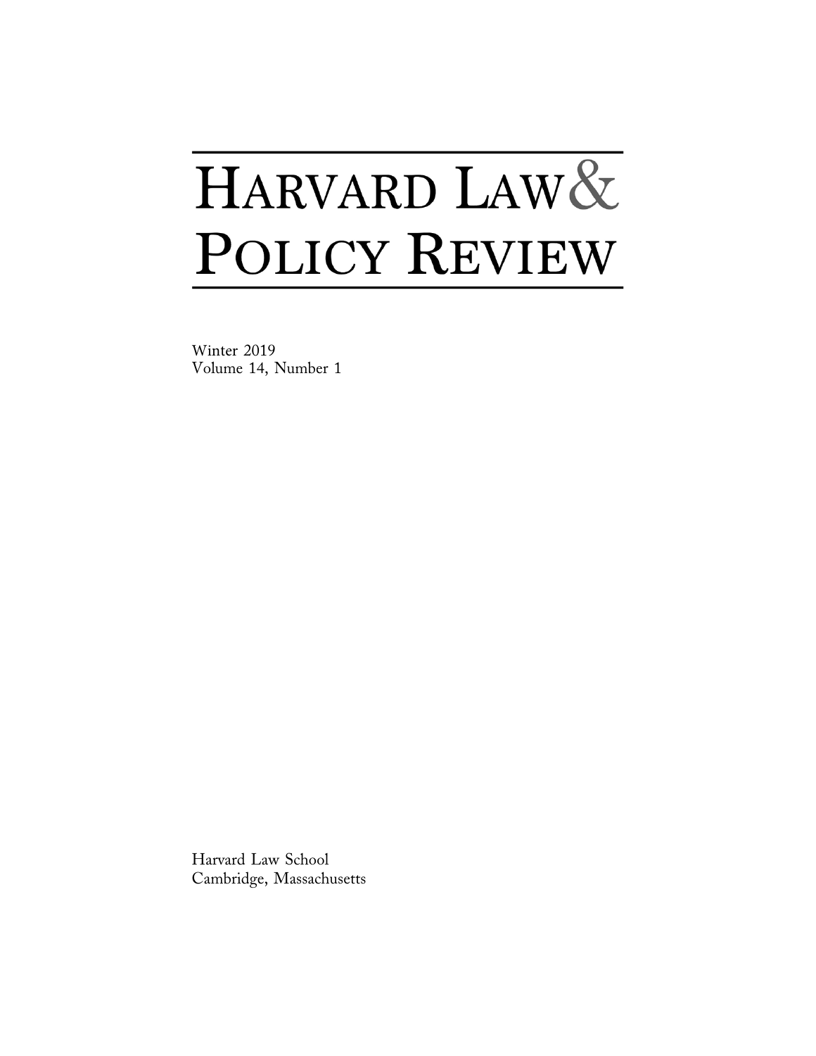# Harvard Law & Policy Review

Winter 2019
Volume 14, Number 1

Harvard Law School
Cambridge, Massachusetts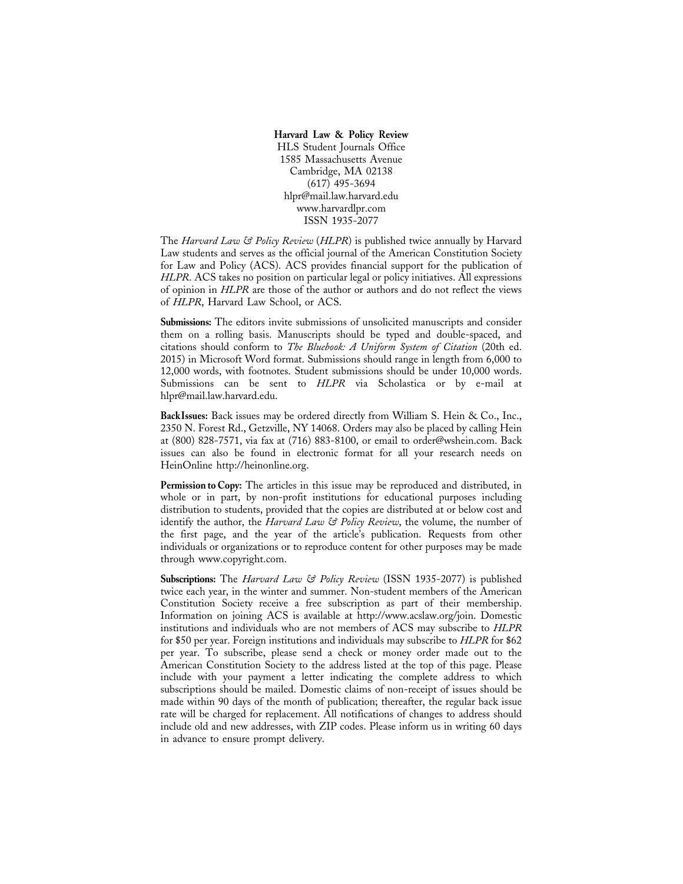**Harvard Law & Policy Review**
HLS Student Journals Office
1585 Massachusetts Avenue
Cambridge, MA 02138
(617) 495-3694
hlpr@mail.law.harvard.edu
www.harvardlpr.com
ISSN 1935-2077

The *Harvard Law & Policy Review* (*HLPR*) is published twice annually by Harvard Law students and serves as the official journal of the American Constitution Society for Law and Policy (ACS). ACS provides financial support for the publication of *HLPR*. ACS takes no position on particular legal or policy initiatives. All expressions of opinion in *HLPR* are those of the author or authors and do not reflect the views of *HLPR*, Harvard Law School, or ACS.

**Submissions:** The editors invite submissions of unsolicited manuscripts and consider them on a rolling basis. Manuscripts should be typed and double-spaced, and citations should conform to *The Bluebook: A Uniform System of Citation* (20th ed. 2015) in Microsoft Word format. Submissions should range in length from 6,000 to 12,000 words, with footnotes. Student submissions should be under 10,000 words. Submissions can be sent to *HLPR* via Scholastica or by e-mail at hlpr@mail.law.harvard.edu.

**Back Issues:** Back issues may be ordered directly from William S. Hein & Co., Inc., 2350 N. Forest Rd., Getzville, NY 14068. Orders may also be placed by calling Hein at (800) 828-7571, via fax at (716) 883-8100, or email to order@wshein.com. Back issues can also be found in electronic format for all your research needs on HeinOnline http://heinonline.org.

**Permission to Copy:** The articles in this issue may be reproduced and distributed, in whole or in part, by non-profit institutions for educational purposes including distribution to students, provided that the copies are distributed at or below cost and identify the author, the *Harvard Law & Policy Review*, the volume, the number of the first page, and the year of the article's publication. Requests from other individuals or organizations or to reproduce content for other purposes may be made through www.copyright.com.

**Subscriptions:** The *Harvard Law & Policy Review* (ISSN 1935-2077) is published twice each year, in the winter and summer. Non-student members of the American Constitution Society receive a free subscription as part of their membership. Information on joining ACS is available at http://www.acslaw.org/join. Domestic institutions and individuals who are not members of ACS may subscribe to *HLPR* for $50 per year. Foreign institutions and individuals may subscribe to *HLPR* for $62 per year. To subscribe, please send a check or money order made out to the American Constitution Society to the address listed at the top of this page. Please include with your payment a letter indicating the complete address to which subscriptions should be mailed. Domestic claims of non-receipt of issues should be made within 90 days of the month of publication; thereafter, the regular back issue rate will be charged for replacement. All notifications of changes to address should include old and new addresses, with ZIP codes. Please inform us in writing 60 days in advance to ensure prompt delivery.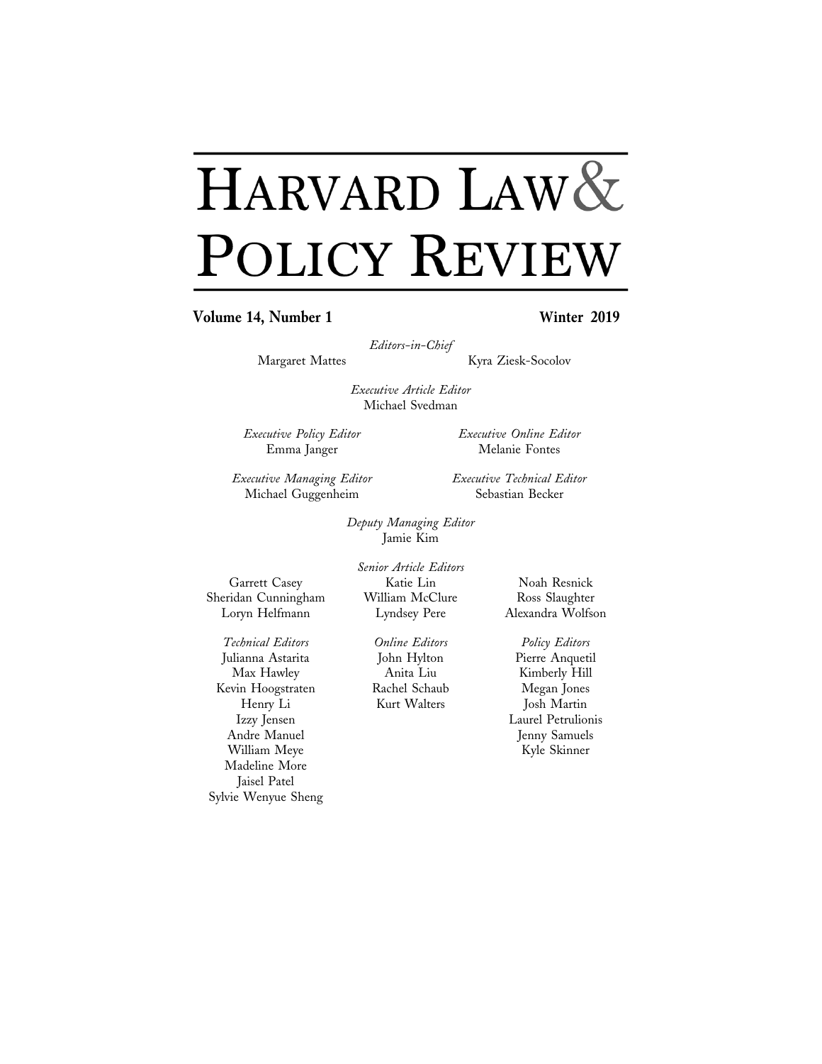# HARVARD LAW & POLICY REVIEW

**Volume 14, Number 1** **Winter 2019**

*Editors-in-Chief*
Margaret Mattes
Kyra Ziesk-Socolov

*Executive Article Editor*
Michael Svedman

*Executive Policy Editor*
Emma Janger

*Executive Online Editor*
Melanie Fontes

*Executive Managing Editor*
Michael Guggenheim

*Executive Technical Editor*
Sebastian Becker

*Deputy Managing Editor*
Jamie Kim

*Senior Article Editors*
Garrett Casey
Sheridan Cunningham
Loryn Helfmann
Katie Lin
William McClure
Lyndsey Pere
Noah Resnick
Ross Slaughter
Alexandra Wolfson

*Technical Editors*
Julianna Astarita
Max Hawley
Kevin Hoogstraten
Henry Li
Izzy Jensen
Andre Manuel
William Meye
Madeline More
Jaisel Patel
Sylvie Wenyue Sheng

*Online Editors*
John Hylton
Anita Liu
Rachel Schaub
Kurt Walters

*Policy Editors*
Pierre Anquetil
Kimberly Hill
Megan Jones
Josh Martin
Laurel Petrulionis
Jenny Samuels
Kyle Skinner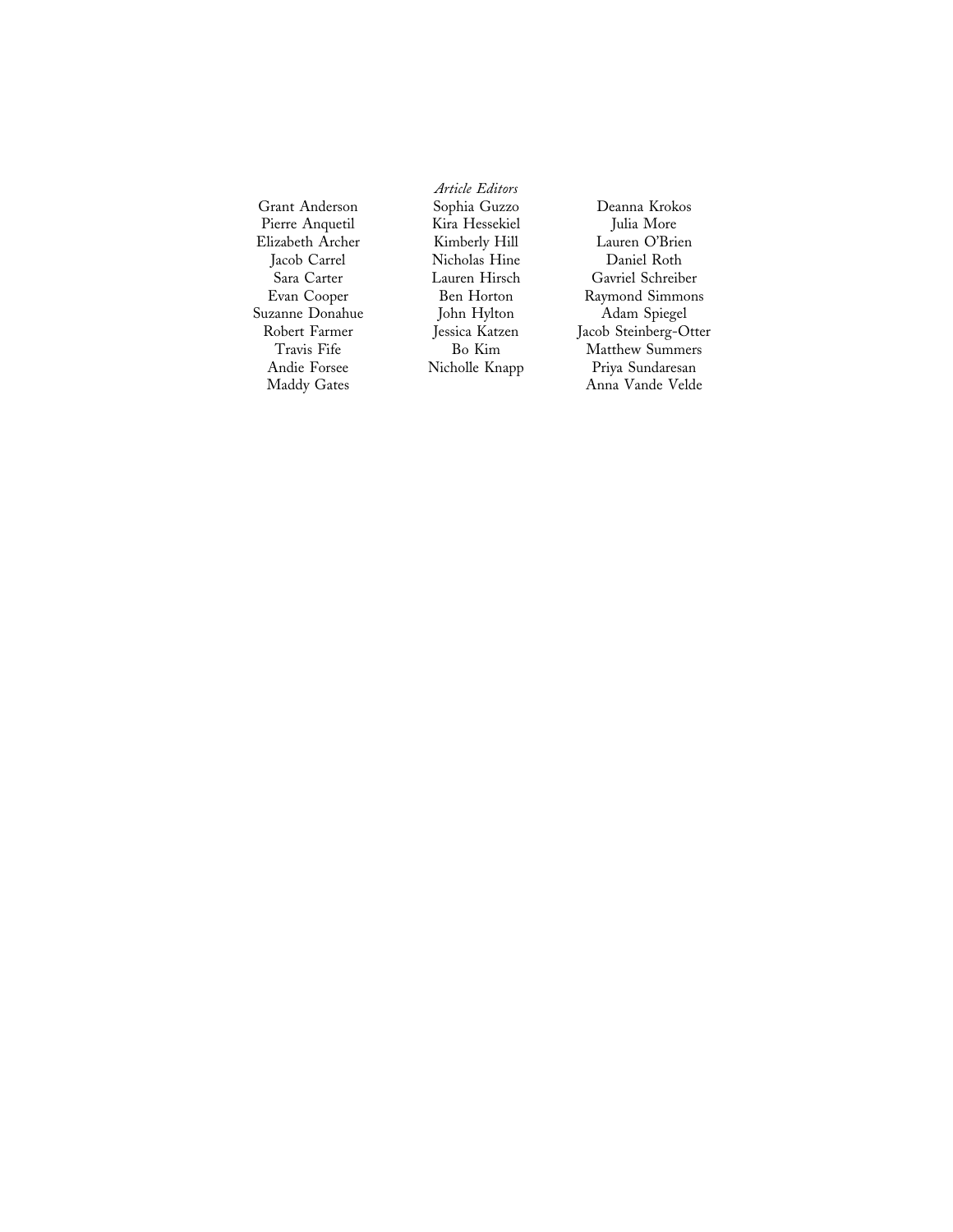*Article Editors*

Grant Anderson
Pierre Anquetil
Elizabeth Archer
Jacob Carrel
Sara Carter
Evan Cooper
Suzanne Donahue
Robert Farmer
Travis Fife
Andie Forsee
Maddy Gates
Sophia Guzzo
Kira Hessekiel
Kimberly Hill
Nicholas Hine
Lauren Hirsch
Ben Horton
John Hylton
Jessica Katzen
Bo Kim
Nicholle Knapp
Deanna Krokos
Julia More
Lauren O'Brien
Daniel Roth
Gavriel Schreiber
Raymond Simmons
Adam Spiegel
Jacob Steinberg-Otter
Matthew Summers
Priya Sundaresan
Anna Vande Velde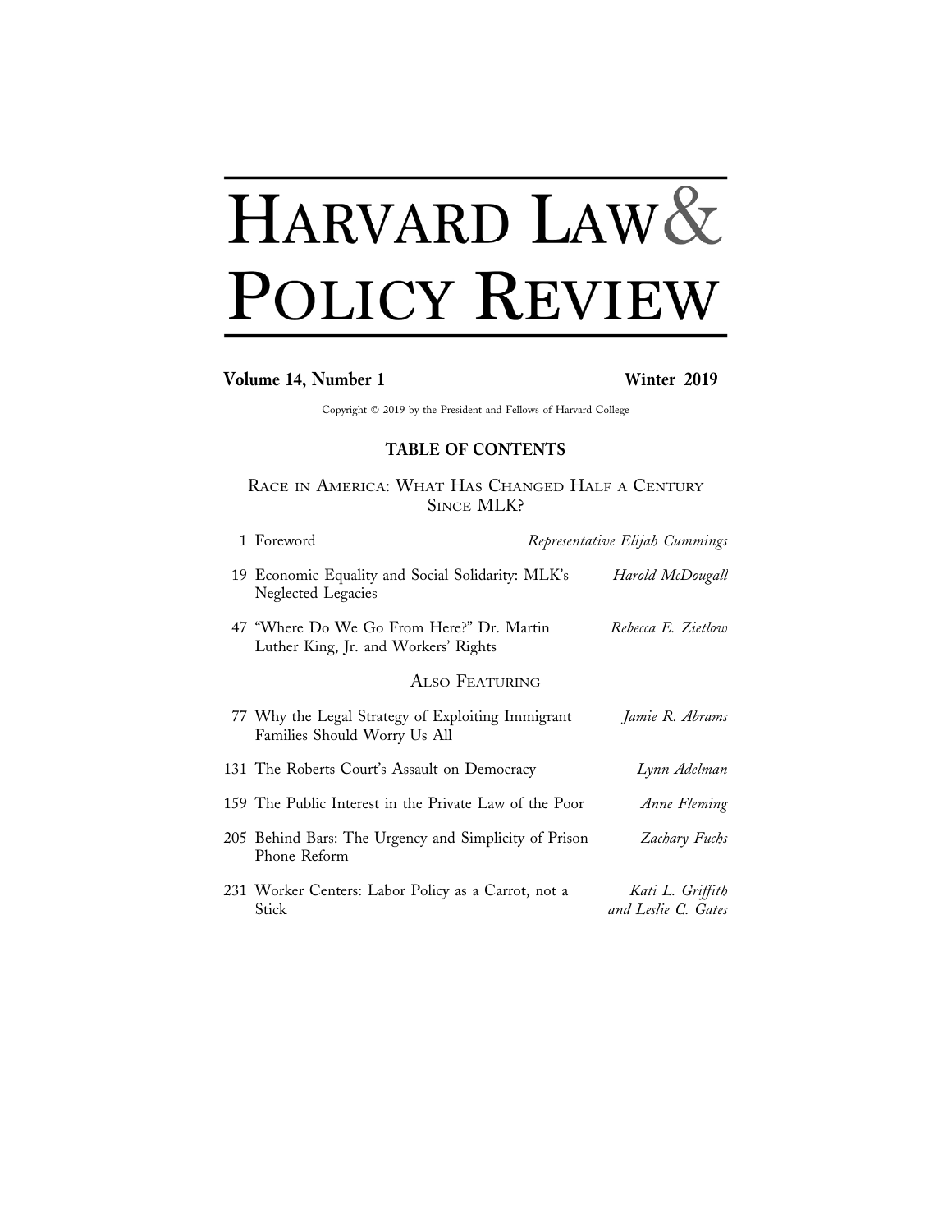# HARVARD LAW & POLICY REVIEW

**Volume 14, Number 1** **Winter 2019**

Copyright © 2019 by the President and Fellows of Harvard College

## TABLE OF CONTENTS

### RACE IN AMERICA: WHAT HAS CHANGED HALF A CENTURY SINCE MLK?

| | | |
|---|---|---|
| 1 | Foreword | *Representative Elijah Cummings* |
| 19 | Economic Equality and Social Solidarity: MLK's Neglected Legacies | *Harold McDougall* |
| 47 | "Where Do We Go From Here?" Dr. Martin Luther King, Jr. and Workers' Rights | *Rebecca E. Zietlow* |

### ALSO FEATURING

| | | |
|---|---|---|
| 77 | Why the Legal Strategy of Exploiting Immigrant Families Should Worry Us All | *Jamie R. Abrams* |
| 131 | The Roberts Court's Assault on Democracy | *Lynn Adelman* |
| 159 | The Public Interest in the Private Law of the Poor | *Anne Fleming* |
| 205 | Behind Bars: The Urgency and Simplicity of Prison Phone Reform | *Zachary Fuchs* |
| 231 | Worker Centers: Labor Policy as a Carrot, not a Stick | *Kati L. Griffith and Leslie C. Gates* |